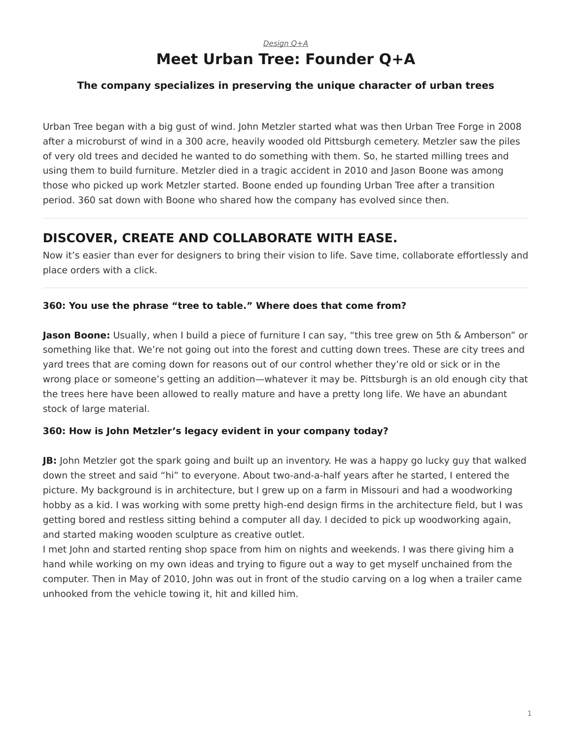*Design Q+A*

# Meet Urban Tree: Founder Q+A

### The company specializes in preserving the unique character of urban trees

Urban Tree began with a big gust of wind. John Metzler started what was then Urban Tree Forge in 2008 after a microburst of wind in a 300 acre, heavily wooded old Pittsburgh cemetery. Metzler saw the piles of very old trees and decided he wanted to do something with them. So, he started milling trees and using them to build furniture. Metzler died in a tragic accident in 2010 and Jason Boone was among those who picked up work Metzler started. Boone ended up founding Urban Tree after a transition period. 360 sat down with Boone who shared how the company has evolved since then.

---

## DISCOVER, CREATE AND COLLABORATE WITH EASE.

Now it's easier than ever for designers to bring their vision to life. Save time, collaborate effortlessly and place orders with a click.

---

**360: You use the phrase "tree to table." Where does that come from?**

**Jason Boone:** Usually, when I build a piece of furniture I can say, "this tree grew on 5th & Amberson" or something like that. We're not going out into the forest and cutting down trees. These are city trees and yard trees that are coming down for reasons out of our control whether they're old or sick or in the wrong place or someone's getting an addition—whatever it may be. Pittsburgh is an old enough city that the trees here have been allowed to really mature and have a pretty long life. We have an abundant stock of large material.

**360: How is John Metzler's legacy evident in your company today?**

**JB:** John Metzler got the spark going and built up an inventory. He was a happy go lucky guy that walked down the street and said "hi" to everyone. About two-and-a-half years after he started, I entered the picture. My background is in architecture, but I grew up on a farm in Missouri and had a woodworking hobby as a kid. I was working with some pretty high-end design firms in the architecture field, but I was getting bored and restless sitting behind a computer all day. I decided to pick up woodworking again, and started making wooden sculpture as creative outlet.
I met John and started renting shop space from him on nights and weekends. I was there giving him a hand while working on my own ideas and trying to figure out a way to get myself unchained from the computer. Then in May of 2010, John was out in front of the studio carving on a log when a trailer came unhooked from the vehicle towing it, hit and killed him.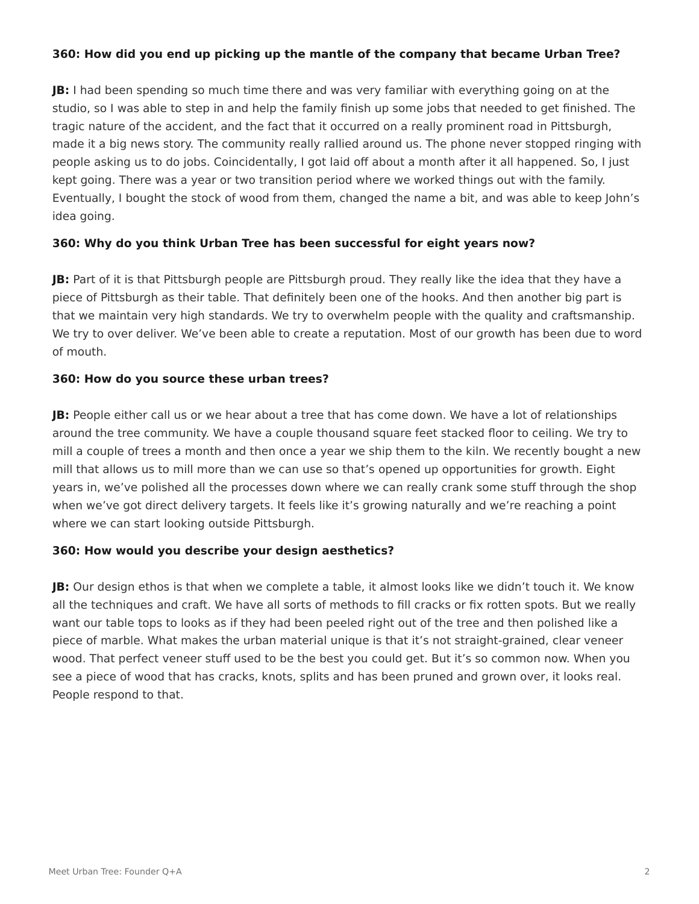**360: How did you end up picking up the mantle of the company that became Urban Tree?**

**JB:** I had been spending so much time there and was very familiar with everything going on at the studio, so I was able to step in and help the family finish up some jobs that needed to get finished. The tragic nature of the accident, and the fact that it occurred on a really prominent road in Pittsburgh, made it a big news story. The community really rallied around us. The phone never stopped ringing with people asking us to do jobs. Coincidentally, I got laid off about a month after it all happened. So, I just kept going. There was a year or two transition period where we worked things out with the family. Eventually, I bought the stock of wood from them, changed the name a bit, and was able to keep John's idea going.

**360: Why do you think Urban Tree has been successful for eight years now?**

**JB:** Part of it is that Pittsburgh people are Pittsburgh proud. They really like the idea that they have a piece of Pittsburgh as their table. That definitely been one of the hooks. And then another big part is that we maintain very high standards. We try to overwhelm people with the quality and craftsmanship. We try to over deliver. We've been able to create a reputation. Most of our growth has been due to word of mouth.

**360: How do you source these urban trees?**

**JB:** People either call us or we hear about a tree that has come down. We have a lot of relationships around the tree community. We have a couple thousand square feet stacked floor to ceiling. We try to mill a couple of trees a month and then once a year we ship them to the kiln. We recently bought a new mill that allows us to mill more than we can use so that's opened up opportunities for growth. Eight years in, we've polished all the processes down where we can really crank some stuff through the shop when we've got direct delivery targets. It feels like it's growing naturally and we're reaching a point where we can start looking outside Pittsburgh.

**360: How would you describe your design aesthetics?**

**JB:** Our design ethos is that when we complete a table, it almost looks like we didn't touch it. We know all the techniques and craft. We have all sorts of methods to fill cracks or fix rotten spots. But we really want our table tops to looks as if they had been peeled right out of the tree and then polished like a piece of marble. What makes the urban material unique is that it's not straight-grained, clear veneer wood. That perfect veneer stuff used to be the best you could get. But it's so common now. When you see a piece of wood that has cracks, knots, splits and has been pruned and grown over, it looks real. People respond to that.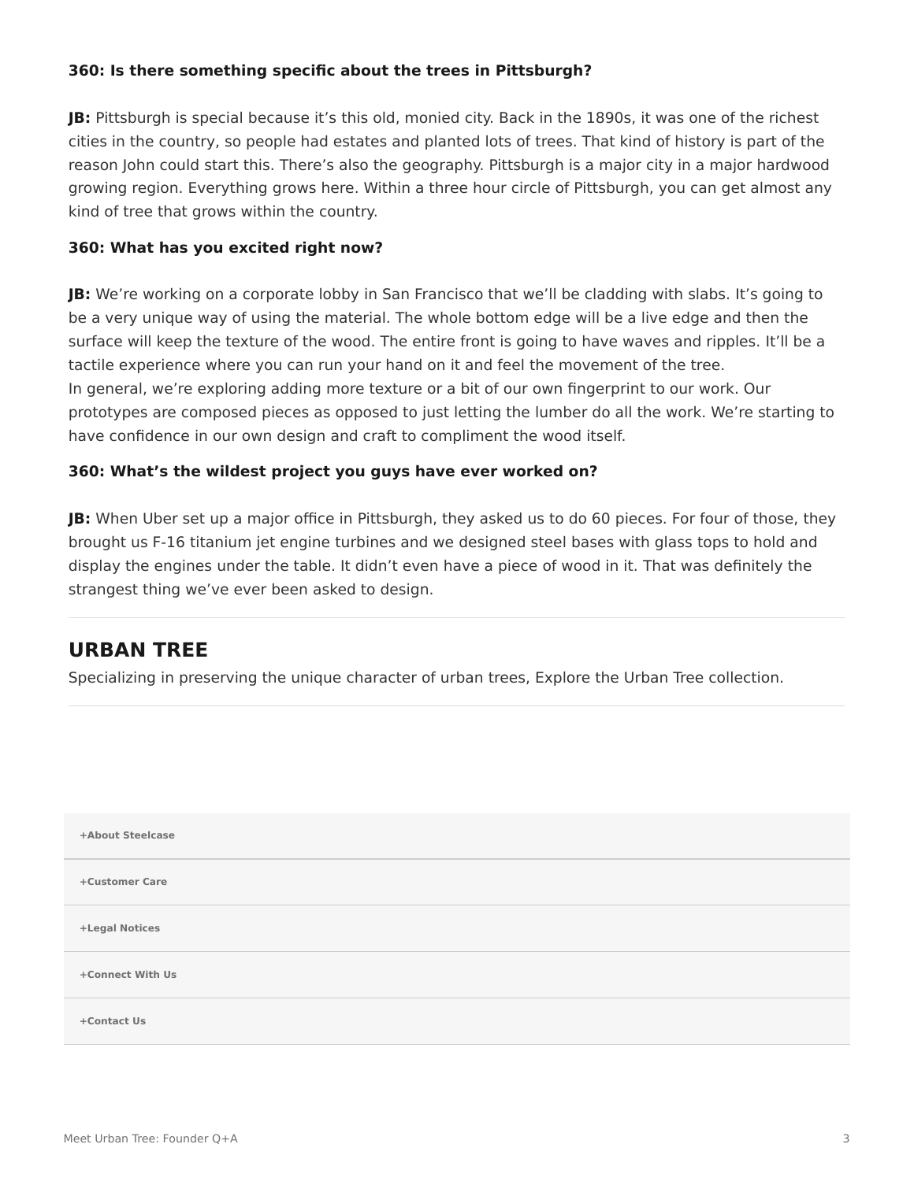**360: Is there something specific about the trees in Pittsburgh?**

**JB:** Pittsburgh is special because it's this old, monied city. Back in the 1890s, it was one of the richest cities in the country, so people had estates and planted lots of trees. That kind of history is part of the reason John could start this. There's also the geography. Pittsburgh is a major city in a major hardwood growing region. Everything grows here. Within a three hour circle of Pittsburgh, you can get almost any kind of tree that grows within the country.

**360: What has you excited right now?**

**JB:** We're working on a corporate lobby in San Francisco that we'll be cladding with slabs. It's going to be a very unique way of using the material. The whole bottom edge will be a live edge and then the surface will keep the texture of the wood. The entire front is going to have waves and ripples. It'll be a tactile experience where you can run your hand on it and feel the movement of the tree.
In general, we're exploring adding more texture or a bit of our own fingerprint to our work. Our prototypes are composed pieces as opposed to just letting the lumber do all the work. We're starting to have confidence in our own design and craft to compliment the wood itself.

**360: What's the wildest project you guys have ever worked on?**

**JB:** When Uber set up a major office in Pittsburgh, they asked us to do 60 pieces. For four of those, they brought us F-16 titanium jet engine turbines and we designed steel bases with glass tops to hold and display the engines under the table. It didn't even have a piece of wood in it. That was definitely the strangest thing we've ever been asked to design.

---

## URBAN TREE

Specializing in preserving the unique character of urban trees, Explore the Urban Tree collection.

---

+About Steelcase

+Customer Care

+Legal Notices

+Connect With Us

+Contact Us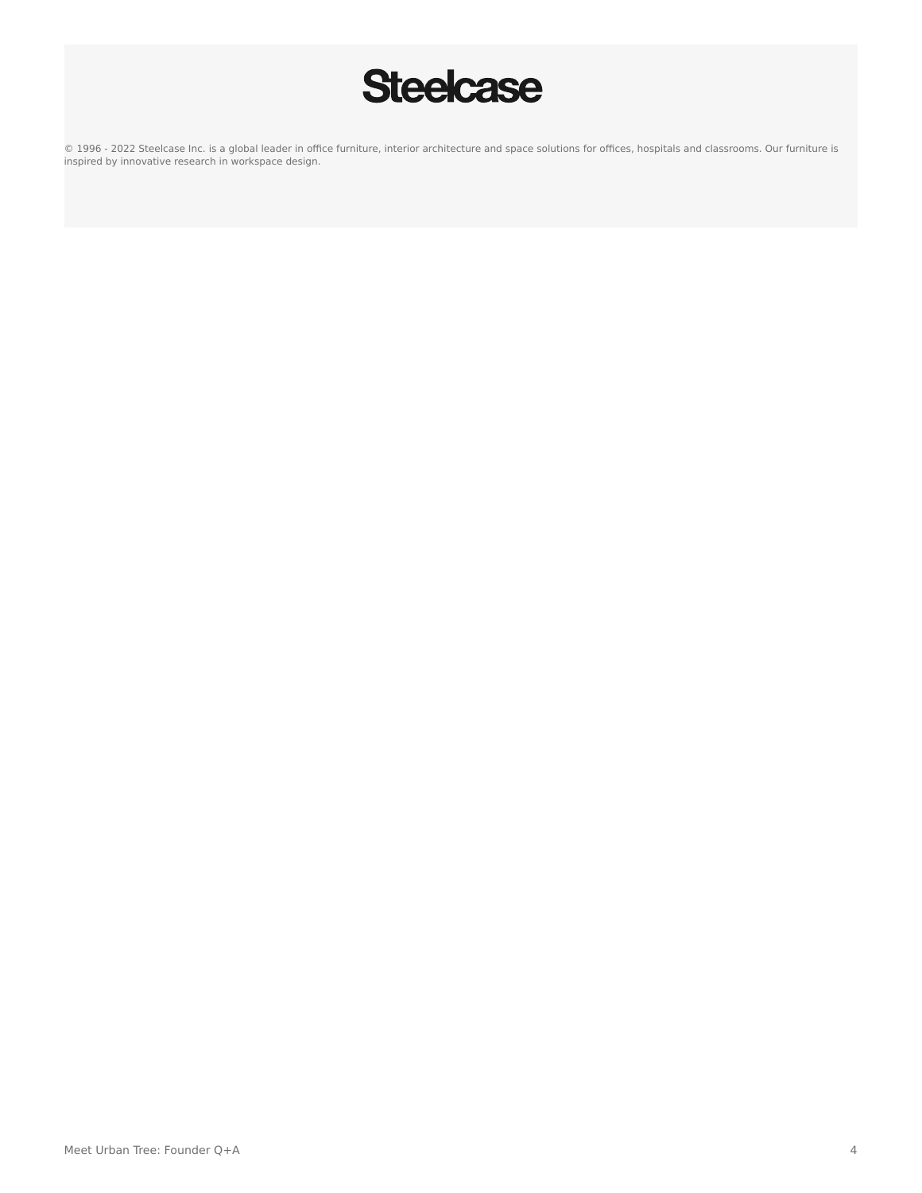Steelcase

© 1996 - 2022 Steelcase Inc. is a global leader in office furniture, interior architecture and space solutions for offices, hospitals and classrooms. Our furniture is inspired by innovative research in workspace design.